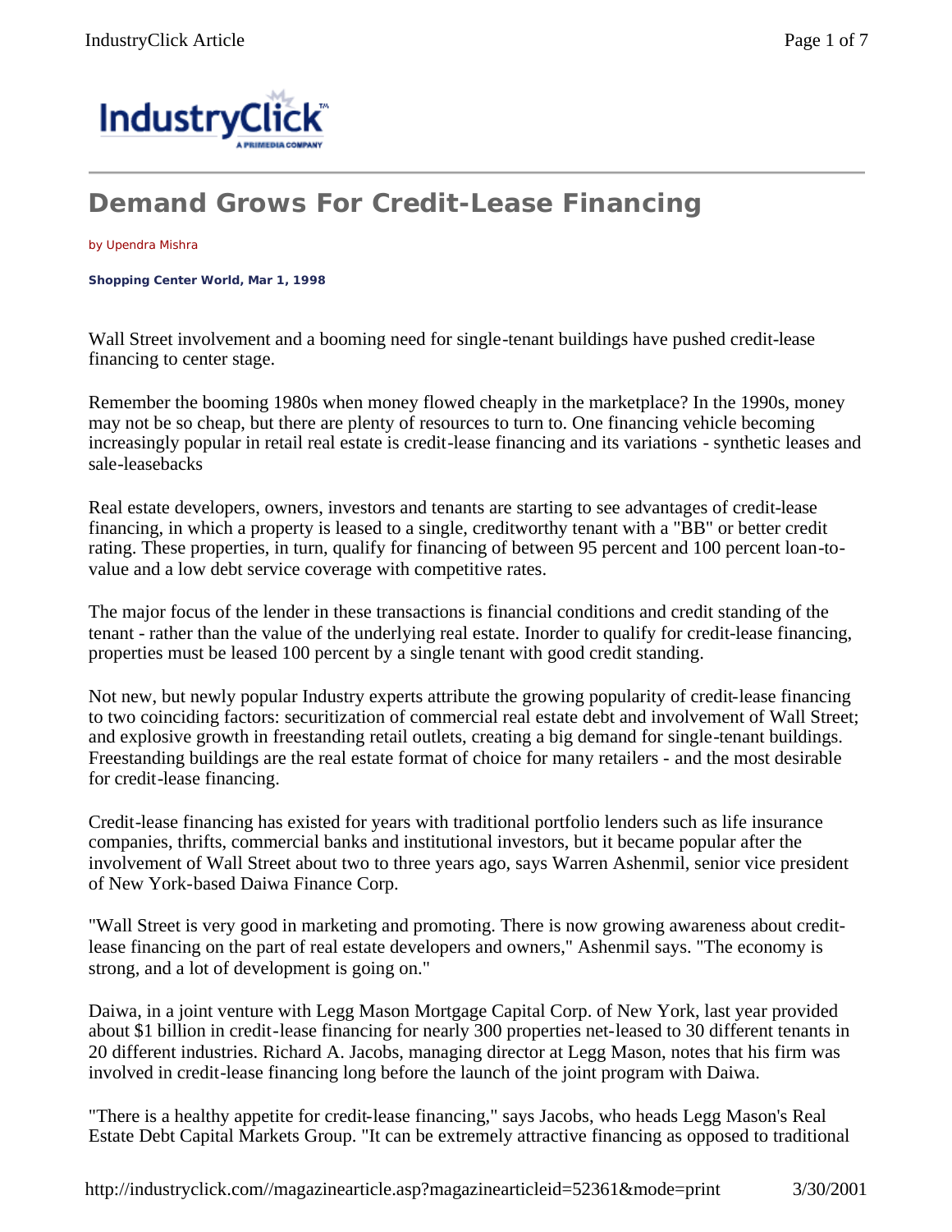# Demand Grows For Credit-Lease Financing

by Upendra Mishra

**Shopping Center World, Mar 1, 1998**

Wall Street involvement and a booming need for single-tenant buildings have pushed credit-lease financing to center stage.

Remember the booming 1980s when money flowed cheaply in the marketplace? In the 1990s, money may not be so cheap, but there are plenty of resources to turn to. One financing vehicle becoming increasingly popular in retail real estate is credit-lease financing and its variations - synthetic leases and sale-leasebacks

Real estate developers, owners, investors and tenants are starting to see advantages of credit-lease financing, in which a property is leased to a single, creditworthy tenant with a "BB" or better credit rating. These properties, in turn, qualify for financing of between 95 percent and 100 percent loan-to-value and a low debt service coverage with competitive rates.

The major focus of the lender in these transactions is financial conditions and credit standing of the tenant - rather than the value of the underlying real estate. Inorder to qualify for credit-lease financing, properties must be leased 100 percent by a single tenant with good credit standing.

Not new, but newly popular Industry experts attribute the growing popularity of credit-lease financing to two coinciding factors: securitization of commercial real estate debt and involvement of Wall Street; and explosive growth in freestanding retail outlets, creating a big demand for single-tenant buildings. Freestanding buildings are the real estate format of choice for many retailers - and the most desirable for credit-lease financing.

Credit-lease financing has existed for years with traditional portfolio lenders such as life insurance companies, thrifts, commercial banks and institutional investors, but it became popular after the involvement of Wall Street about two to three years ago, says Warren Ashenmil, senior vice president of New York-based Daiwa Finance Corp.

"Wall Street is very good in marketing and promoting. There is now growing awareness about credit-lease financing on the part of real estate developers and owners," Ashenmil says. "The economy is strong, and a lot of development is going on."

Daiwa, in a joint venture with Legg Mason Mortgage Capital Corp. of New York, last year provided about $1 billion in credit-lease financing for nearly 300 properties net-leased to 30 different tenants in 20 different industries. Richard A. Jacobs, managing director at Legg Mason, notes that his firm was involved in credit-lease financing long before the launch of the joint program with Daiwa.

"There is a healthy appetite for credit-lease financing," says Jacobs, who heads Legg Mason's Real Estate Debt Capital Markets Group. "It can be extremely attractive financing as opposed to traditional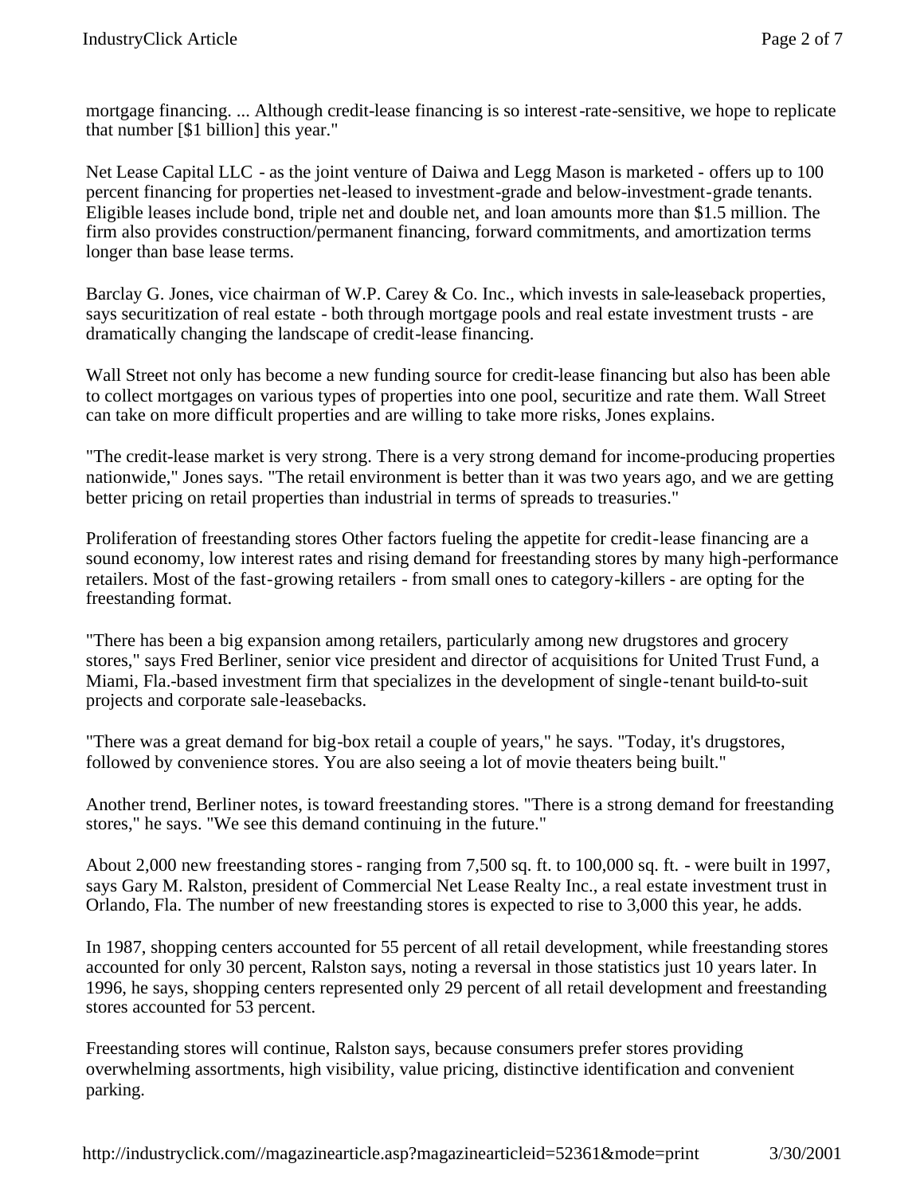mortgage financing. ... Although credit-lease financing is so interest-rate-sensitive, we hope to replicate that number [$1 billion] this year."

Net Lease Capital LLC - as the joint venture of Daiwa and Legg Mason is marketed - offers up to 100 percent financing for properties net-leased to investment-grade and below-investment-grade tenants. Eligible leases include bond, triple net and double net, and loan amounts more than $1.5 million. The firm also provides construction/permanent financing, forward commitments, and amortization terms longer than base lease terms.

Barclay G. Jones, vice chairman of W.P. Carey & Co. Inc., which invests in sale-leaseback properties, says securitization of real estate - both through mortgage pools and real estate investment trusts - are dramatically changing the landscape of credit-lease financing.

Wall Street not only has become a new funding source for credit-lease financing but also has been able to collect mortgages on various types of properties into one pool, securitize and rate them. Wall Street can take on more difficult properties and are willing to take more risks, Jones explains.

"The credit-lease market is very strong. There is a very strong demand for income-producing properties nationwide," Jones says. "The retail environment is better than it was two years ago, and we are getting better pricing on retail properties than industrial in terms of spreads to treasuries."

Proliferation of freestanding stores Other factors fueling the appetite for credit-lease financing are a sound economy, low interest rates and rising demand for freestanding stores by many high-performance retailers. Most of the fast-growing retailers - from small ones to category-killers - are opting for the freestanding format.

"There has been a big expansion among retailers, particularly among new drugstores and grocery stores," says Fred Berliner, senior vice president and director of acquisitions for United Trust Fund, a Miami, Fla.-based investment firm that specializes in the development of single-tenant build-to-suit projects and corporate sale-leasebacks.

"There was a great demand for big-box retail a couple of years," he says. "Today, it's drugstores, followed by convenience stores. You are also seeing a lot of movie theaters being built."

Another trend, Berliner notes, is toward freestanding stores. "There is a strong demand for freestanding stores," he says. "We see this demand continuing in the future."

About 2,000 new freestanding stores - ranging from 7,500 sq. ft. to 100,000 sq. ft. - were built in 1997, says Gary M. Ralston, president of Commercial Net Lease Realty Inc., a real estate investment trust in Orlando, Fla. The number of new freestanding stores is expected to rise to 3,000 this year, he adds.

In 1987, shopping centers accounted for 55 percent of all retail development, while freestanding stores accounted for only 30 percent, Ralston says, noting a reversal in those statistics just 10 years later. In 1996, he says, shopping centers represented only 29 percent of all retail development and freestanding stores accounted for 53 percent.

Freestanding stores will continue, Ralston says, because consumers prefer stores providing overwhelming assortments, high visibility, value pricing, distinctive identification and convenient parking.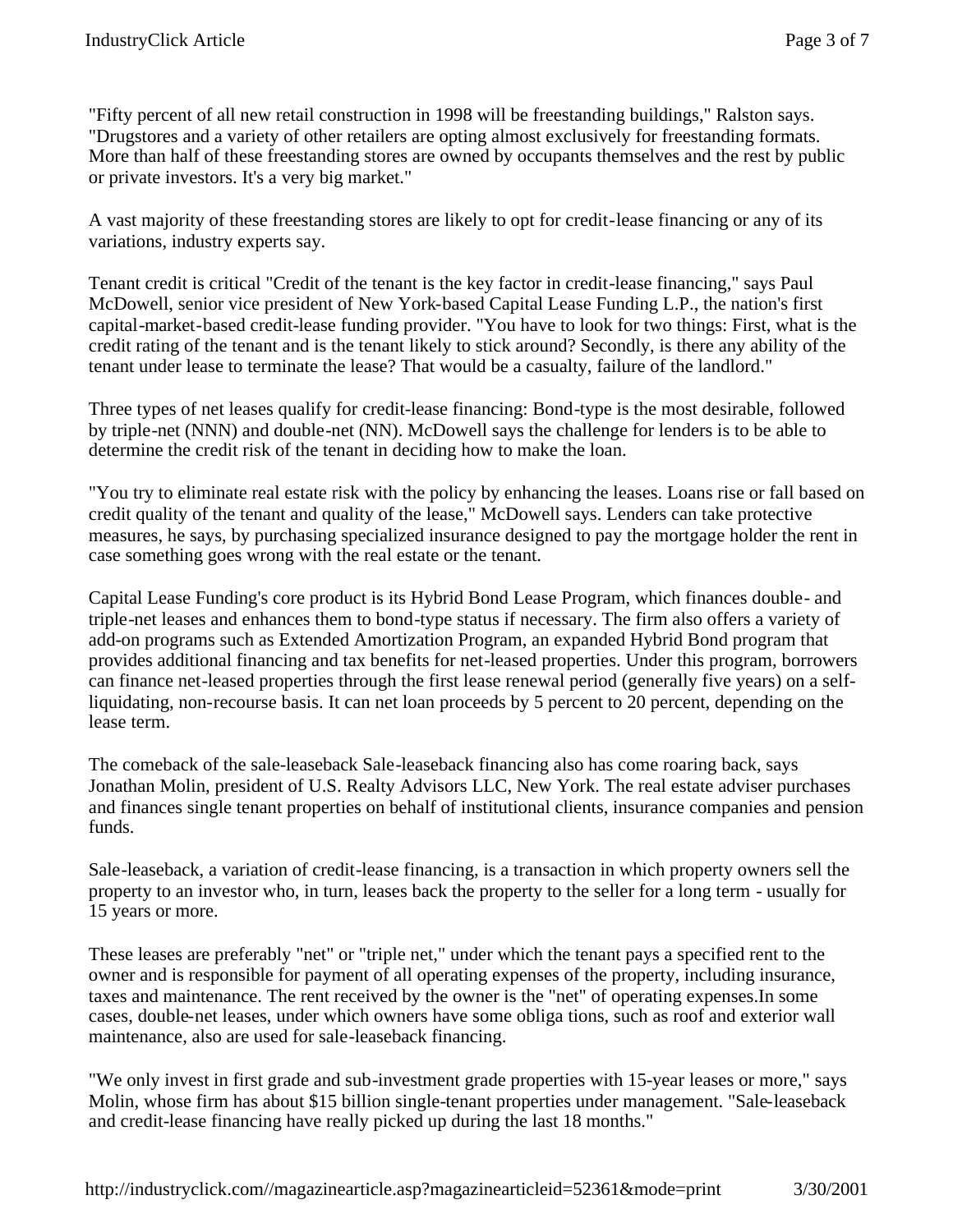"Fifty percent of all new retail construction in 1998 will be freestanding buildings," Ralston says. "Drugstores and a variety of other retailers are opting almost exclusively for freestanding formats. More than half of these freestanding stores are owned by occupants themselves and the rest by public or private investors. It's a very big market."

A vast majority of these freestanding stores are likely to opt for credit-lease financing or any of its variations, industry experts say.

Tenant credit is critical "Credit of the tenant is the key factor in credit-lease financing," says Paul McDowell, senior vice president of New York-based Capital Lease Funding L.P., the nation's first capital-market-based credit-lease funding provider. "You have to look for two things: First, what is the credit rating of the tenant and is the tenant likely to stick around? Secondly, is there any ability of the tenant under lease to terminate the lease? That would be a casualty, failure of the landlord."

Three types of net leases qualify for credit-lease financing: Bond-type is the most desirable, followed by triple-net (NNN) and double-net (NN). McDowell says the challenge for lenders is to be able to determine the credit risk of the tenant in deciding how to make the loan.

"You try to eliminate real estate risk with the policy by enhancing the leases. Loans rise or fall based on credit quality of the tenant and quality of the lease," McDowell says. Lenders can take protective measures, he says, by purchasing specialized insurance designed to pay the mortgage holder the rent in case something goes wrong with the real estate or the tenant.

Capital Lease Funding's core product is its Hybrid Bond Lease Program, which finances double- and triple-net leases and enhances them to bond-type status if necessary. The firm also offers a variety of add-on programs such as Extended Amortization Program, an expanded Hybrid Bond program that provides additional financing and tax benefits for net-leased properties. Under this program, borrowers can finance net-leased properties through the first lease renewal period (generally five years) on a self-liquidating, non-recourse basis. It can net loan proceeds by 5 percent to 20 percent, depending on the lease term.

The comeback of the sale-leaseback Sale-leaseback financing also has come roaring back, says Jonathan Molin, president of U.S. Realty Advisors LLC, New York. The real estate adviser purchases and finances single tenant properties on behalf of institutional clients, insurance companies and pension funds.

Sale-leaseback, a variation of credit-lease financing, is a transaction in which property owners sell the property to an investor who, in turn, leases back the property to the seller for a long term - usually for 15 years or more.

These leases are preferably "net" or "triple net," under which the tenant pays a specified rent to the owner and is responsible for payment of all operating expenses of the property, including insurance, taxes and maintenance. The rent received by the owner is the "net" of operating expenses.In some cases, double-net leases, under which owners have some obliga tions, such as roof and exterior wall maintenance, also are used for sale-leaseback financing.

"We only invest in first grade and sub-investment grade properties with 15-year leases or more," says Molin, whose firm has about $15 billion single-tenant properties under management. "Sale-leaseback and credit-lease financing have really picked up during the last 18 months."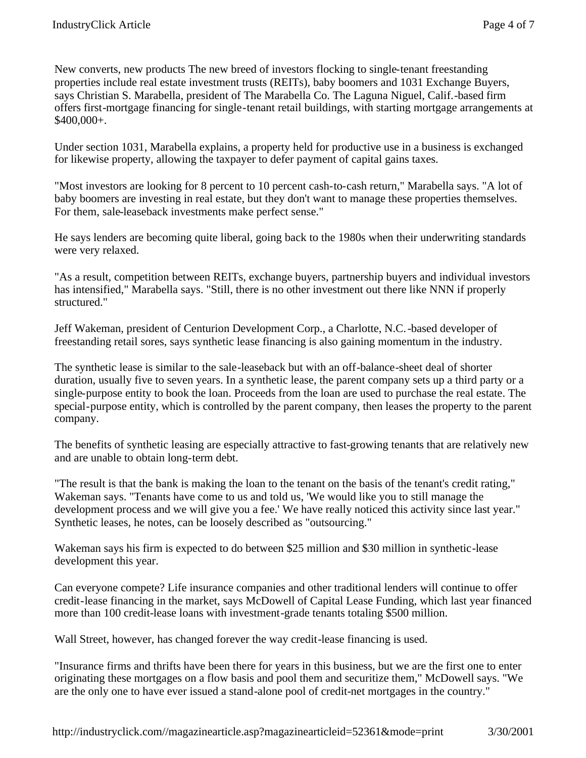New converts, new products The new breed of investors flocking to single-tenant freestanding properties include real estate investment trusts (REITs), baby boomers and 1031 Exchange Buyers, says Christian S. Marabella, president of The Marabella Co. The Laguna Niguel, Calif.-based firm offers first-mortgage financing for single-tenant retail buildings, with starting mortgage arrangements at $400,000+.

Under section 1031, Marabella explains, a property held for productive use in a business is exchanged for likewise property, allowing the taxpayer to defer payment of capital gains taxes.

"Most investors are looking for 8 percent to 10 percent cash-to-cash return," Marabella says. "A lot of baby boomers are investing in real estate, but they don't want to manage these properties themselves. For them, sale-leaseback investments make perfect sense."

He says lenders are becoming quite liberal, going back to the 1980s when their underwriting standards were very relaxed.

"As a result, competition between REITs, exchange buyers, partnership buyers and individual investors has intensified," Marabella says. "Still, there is no other investment out there like NNN if properly structured."

Jeff Wakeman, president of Centurion Development Corp., a Charlotte, N.C.-based developer of freestanding retail sores, says synthetic lease financing is also gaining momentum in the industry.

The synthetic lease is similar to the sale-leaseback but with an off-balance-sheet deal of shorter duration, usually five to seven years. In a synthetic lease, the parent company sets up a third party or a single-purpose entity to book the loan. Proceeds from the loan are used to purchase the real estate. The special-purpose entity, which is controlled by the parent company, then leases the property to the parent company.

The benefits of synthetic leasing are especially attractive to fast-growing tenants that are relatively new and are unable to obtain long-term debt.

"The result is that the bank is making the loan to the tenant on the basis of the tenant's credit rating," Wakeman says. "Tenants have come to us and told us, 'We would like you to still manage the development process and we will give you a fee.' We have really noticed this activity since last year." Synthetic leases, he notes, can be loosely described as "outsourcing."

Wakeman says his firm is expected to do between $25 million and $30 million in synthetic-lease development this year.

Can everyone compete? Life insurance companies and other traditional lenders will continue to offer credit-lease financing in the market, says McDowell of Capital Lease Funding, which last year financed more than 100 credit-lease loans with investment-grade tenants totaling $500 million.

Wall Street, however, has changed forever the way credit-lease financing is used.

"Insurance firms and thrifts have been there for years in this business, but we are the first one to enter originating these mortgages on a flow basis and pool them and securitize them," McDowell says. "We are the only one to have ever issued a stand-alone pool of credit-net mortgages in the country."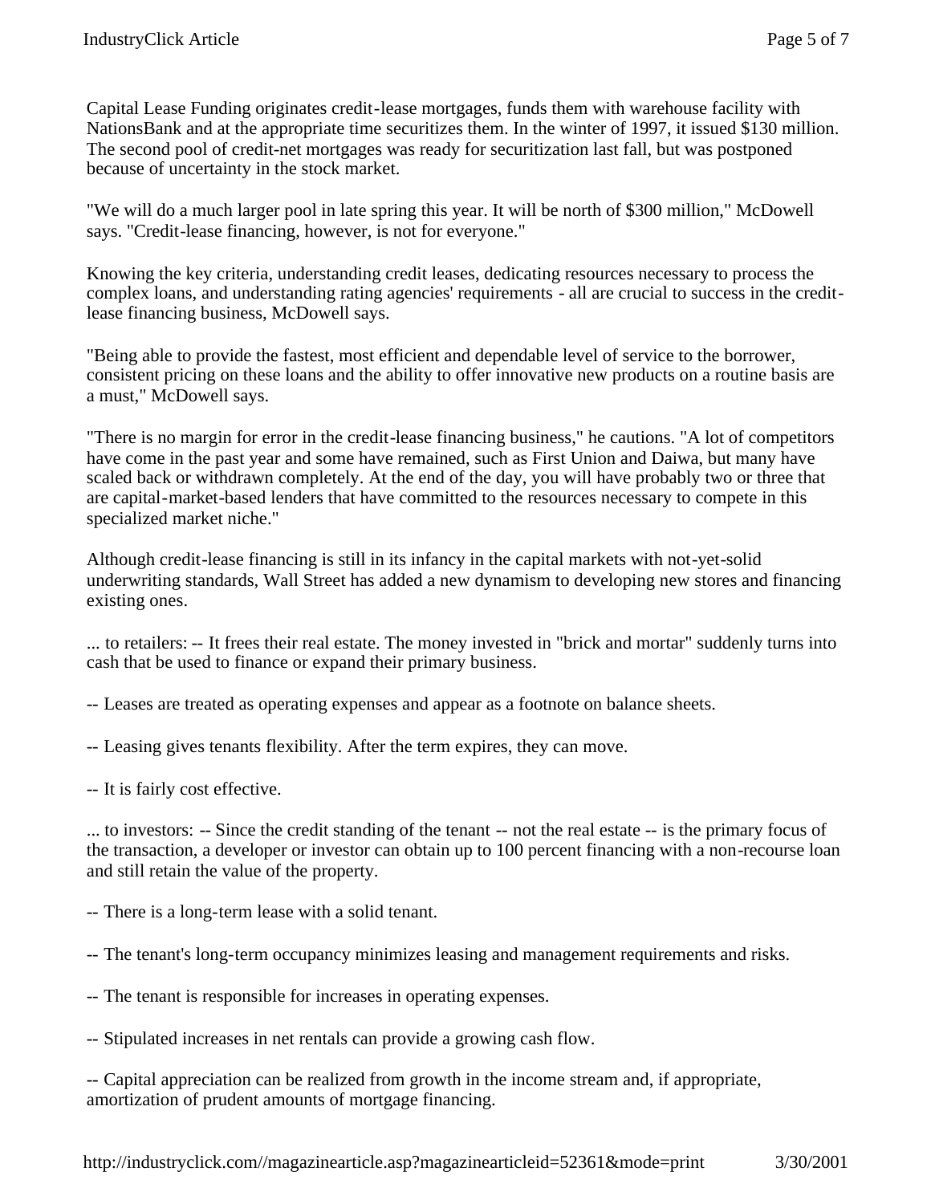Capital Lease Funding originates credit-lease mortgages, funds them with warehouse facility with NationsBank and at the appropriate time securitizes them. In the winter of 1997, it issued $130 million. The second pool of credit-net mortgages was ready for securitization last fall, but was postponed because of uncertainty in the stock market.

"We will do a much larger pool in late spring this year. It will be north of $300 million," McDowell says. "Credit-lease financing, however, is not for everyone."

Knowing the key criteria, understanding credit leases, dedicating resources necessary to process the complex loans, and understanding rating agencies' requirements - all are crucial to success in the credit-lease financing business, McDowell says.

"Being able to provide the fastest, most efficient and dependable level of service to the borrower, consistent pricing on these loans and the ability to offer innovative new products on a routine basis are a must," McDowell says.

"There is no margin for error in the credit-lease financing business," he cautions. "A lot of competitors have come in the past year and some have remained, such as First Union and Daiwa, but many have scaled back or withdrawn completely. At the end of the day, you will have probably two or three that are capital-market-based lenders that have committed to the resources necessary to compete in this specialized market niche."

Although credit-lease financing is still in its infancy in the capital markets with not-yet-solid underwriting standards, Wall Street has added a new dynamism to developing new stores and financing existing ones.

... to retailers: -- It frees their real estate. The money invested in "brick and mortar" suddenly turns into cash that be used to finance or expand their primary business.

-- Leases are treated as operating expenses and appear as a footnote on balance sheets.

-- Leasing gives tenants flexibility. After the term expires, they can move.

-- It is fairly cost effective.

... to investors: -- Since the credit standing of the tenant -- not the real estate -- is the primary focus of the transaction, a developer or investor can obtain up to 100 percent financing with a non-recourse loan and still retain the value of the property.

-- There is a long-term lease with a solid tenant.

-- The tenant's long-term occupancy minimizes leasing and management requirements and risks.

-- The tenant is responsible for increases in operating expenses.

-- Stipulated increases in net rentals can provide a growing cash flow.

-- Capital appreciation can be realized from growth in the income stream and, if appropriate, amortization of prudent amounts of mortgage financing.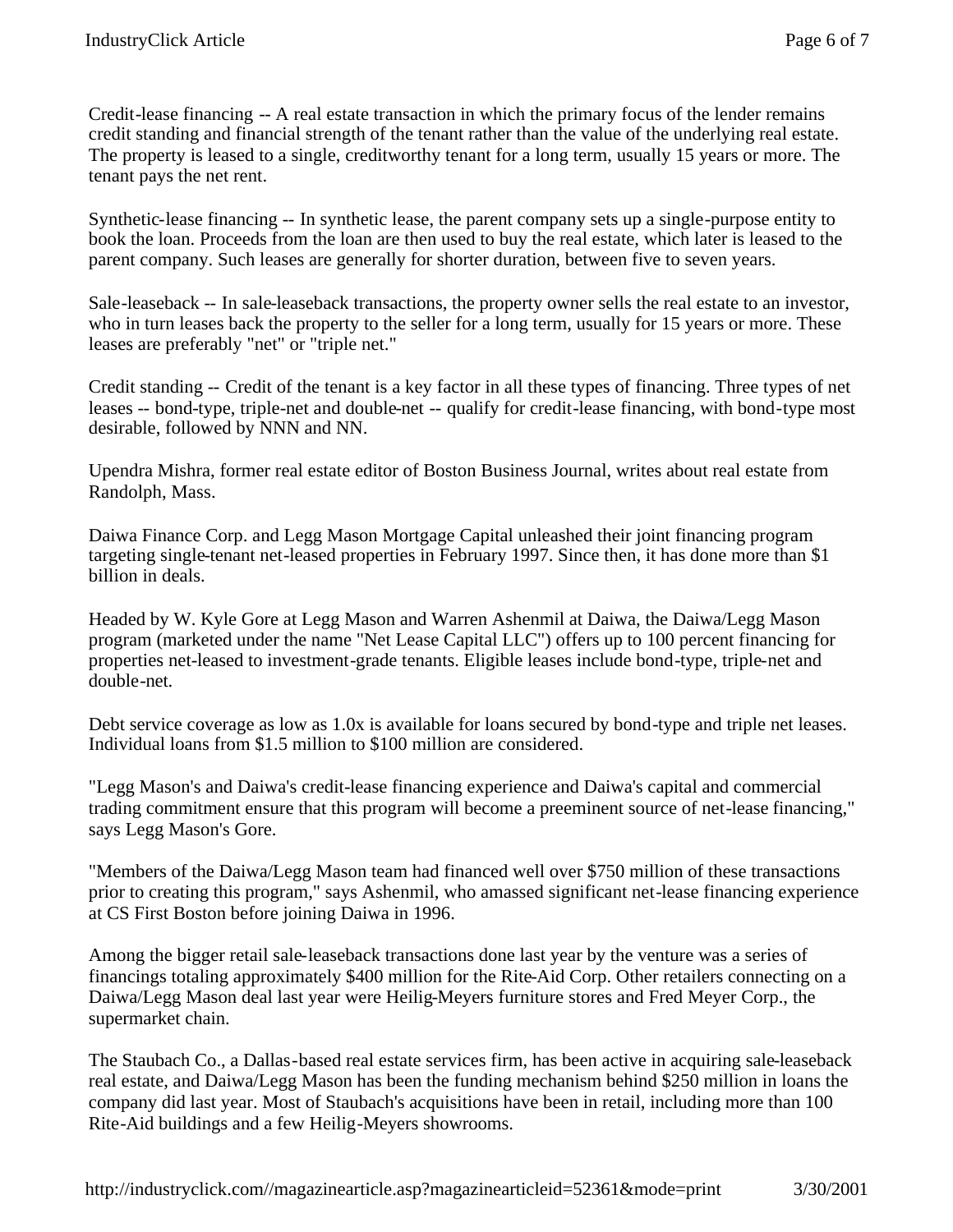Credit-lease financing -- A real estate transaction in which the primary focus of the lender remains credit standing and financial strength of the tenant rather than the value of the underlying real estate. The property is leased to a single, creditworthy tenant for a long term, usually 15 years or more. The tenant pays the net rent.

Synthetic-lease financing -- In synthetic lease, the parent company sets up a single-purpose entity to book the loan. Proceeds from the loan are then used to buy the real estate, which later is leased to the parent company. Such leases are generally for shorter duration, between five to seven years.

Sale-leaseback -- In sale-leaseback transactions, the property owner sells the real estate to an investor, who in turn leases back the property to the seller for a long term, usually for 15 years or more. These leases are preferably "net" or "triple net."

Credit standing -- Credit of the tenant is a key factor in all these types of financing. Three types of net leases -- bond-type, triple-net and double-net -- qualify for credit-lease financing, with bond-type most desirable, followed by NNN and NN.

Upendra Mishra, former real estate editor of Boston Business Journal, writes about real estate from Randolph, Mass.

Daiwa Finance Corp. and Legg Mason Mortgage Capital unleashed their joint financing program targeting single-tenant net-leased properties in February 1997. Since then, it has done more than $1 billion in deals.

Headed by W. Kyle Gore at Legg Mason and Warren Ashenmil at Daiwa, the Daiwa/Legg Mason program (marketed under the name "Net Lease Capital LLC") offers up to 100 percent financing for properties net-leased to investment-grade tenants. Eligible leases include bond-type, triple-net and double-net.

Debt service coverage as low as 1.0x is available for loans secured by bond-type and triple net leases. Individual loans from $1.5 million to $100 million are considered.

"Legg Mason's and Daiwa's credit-lease financing experience and Daiwa's capital and commercial trading commitment ensure that this program will become a preeminent source of net-lease financing," says Legg Mason's Gore.

"Members of the Daiwa/Legg Mason team had financed well over $750 million of these transactions prior to creating this program," says Ashenmil, who amassed significant net-lease financing experience at CS First Boston before joining Daiwa in 1996.

Among the bigger retail sale-leaseback transactions done last year by the venture was a series of financings totaling approximately $400 million for the Rite-Aid Corp. Other retailers connecting on a Daiwa/Legg Mason deal last year were Heilig-Meyers furniture stores and Fred Meyer Corp., the supermarket chain.

The Staubach Co., a Dallas-based real estate services firm, has been active in acquiring sale-leaseback real estate, and Daiwa/Legg Mason has been the funding mechanism behind $250 million in loans the company did last year. Most of Staubach's acquisitions have been in retail, including more than 100 Rite-Aid buildings and a few Heilig-Meyers showrooms.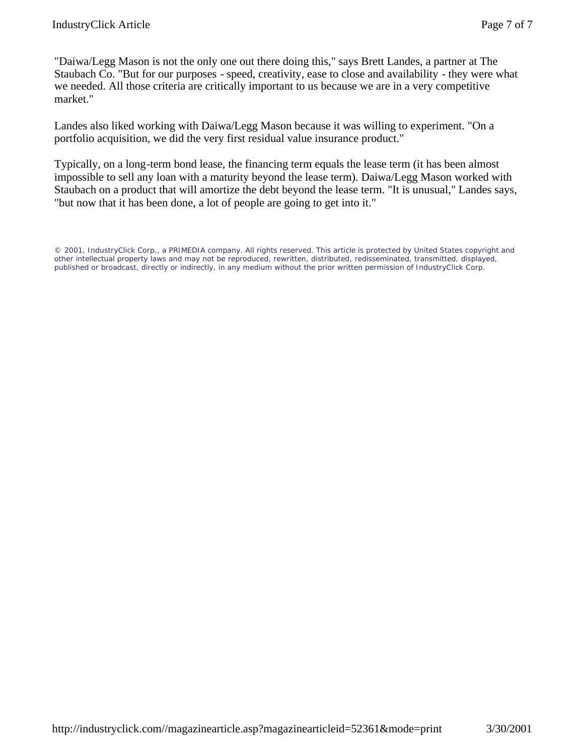"Daiwa/Legg Mason is not the only one out there doing this," says Brett Landes, a partner at The Staubach Co. "But for our purposes - speed, creativity, ease to close and availability - they were what we needed. All those criteria are critically important to us because we are in a very competitive market."

Landes also liked working with Daiwa/Legg Mason because it was willing to experiment. "On a portfolio acquisition, we did the very first residual value insurance product."

Typically, on a long-term bond lease, the financing term equals the lease term (it has been almost impossible to sell any loan with a maturity beyond the lease term). Daiwa/Legg Mason worked with Staubach on a product that will amortize the debt beyond the lease term. "It is unusual," Landes says, "but now that it has been done, a lot of people are going to get into it."

© 2001, IndustryClick Corp., a PRIMEDIA company. All rights reserved. This article is protected by United States copyright and other intellectual property laws and may not be reproduced, rewritten, distributed, redisseminated, transmitted, displayed, published or broadcast, directly or indirectly, in any medium without the prior written permission of IndustryClick Corp.